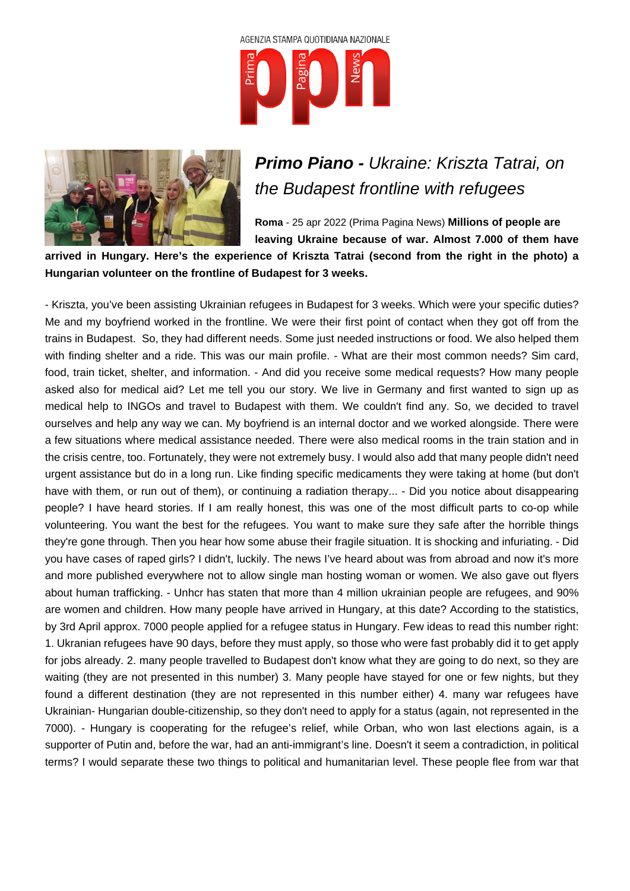AGENZIA STAMPA QUOTIDIANA NAZIONALE

# ***Primo Piano -*** *Ukraine: Kriszta Tatrai, on the Budapest frontline with refugees*

**Roma** - 25 apr 2022 (Prima Pagina News) **Millions of people are leaving Ukraine because of war. Almost 7.000 of them have arrived in Hungary. Here's the experience of Kriszta Tatrai (second from the right in the photo) a Hungarian volunteer on the frontline of Budapest for 3 weeks.**

- Kriszta, you've been assisting Ukrainian refugees in Budapest for 3 weeks. Which were your specific duties? Me and my boyfriend worked in the frontline. We were their first point of contact when they got off from the trains in Budapest. So, they had different needs. Some just needed instructions or food. We also helped them with finding shelter and a ride. This was our main profile. - What are their most common needs? Sim card, food, train ticket, shelter, and information. - And did you receive some medical requests? How many people asked also for medical aid? Let me tell you our story. We live in Germany and first wanted to sign up as medical help to INGOs and travel to Budapest with them. We couldn't find any. So, we decided to travel ourselves and help any way we can. My boyfriend is an internal doctor and we worked alongside. There were a few situations where medical assistance needed. There were also medical rooms in the train station and in the crisis centre, too. Fortunately, they were not extremely busy. I would also add that many people didn't need urgent assistance but do in a long run. Like finding specific medicaments they were taking at home (but don't have with them, or run out of them), or continuing a radiation therapy... - Did you notice about disappearing people? I have heard stories. If I am really honest, this was one of the most difficult parts to co-op while volunteering. You want the best for the refugees. You want to make sure they safe after the horrible things they're gone through. Then you hear how some abuse their fragile situation. It is shocking and infuriating. - Did you have cases of raped girls? I didn't, luckily. The news I've heard about was from abroad and now it's more and more published everywhere not to allow single man hosting woman or women. We also gave out flyers about human trafficking. - Unhcr has staten that more than 4 million ukrainian people are refugees, and 90% are women and children. How many people have arrived in Hungary, at this date? According to the statistics, by 3rd April approx. 7000 people applied for a refugee status in Hungary. Few ideas to read this number right: 1. Ukranian refugees have 90 days, before they must apply, so those who were fast probably did it to get apply for jobs already. 2. many people travelled to Budapest don't know what they are going to do next, so they are waiting (they are not presented in this number) 3. Many people have stayed for one or few nights, but they found a different destination (they are not represented in this number either) 4. many war refugees have Ukrainian- Hungarian double-citizenship, so they don't need to apply for a status (again, not represented in the 7000). - Hungary is cooperating for the refugee's relief, while Orban, who won last elections again, is a supporter of Putin and, before the war, had an anti-immigrant's line. Doesn't it seem a contradiction, in political terms? I would separate these two things to political and humanitarian level. These people flee from war that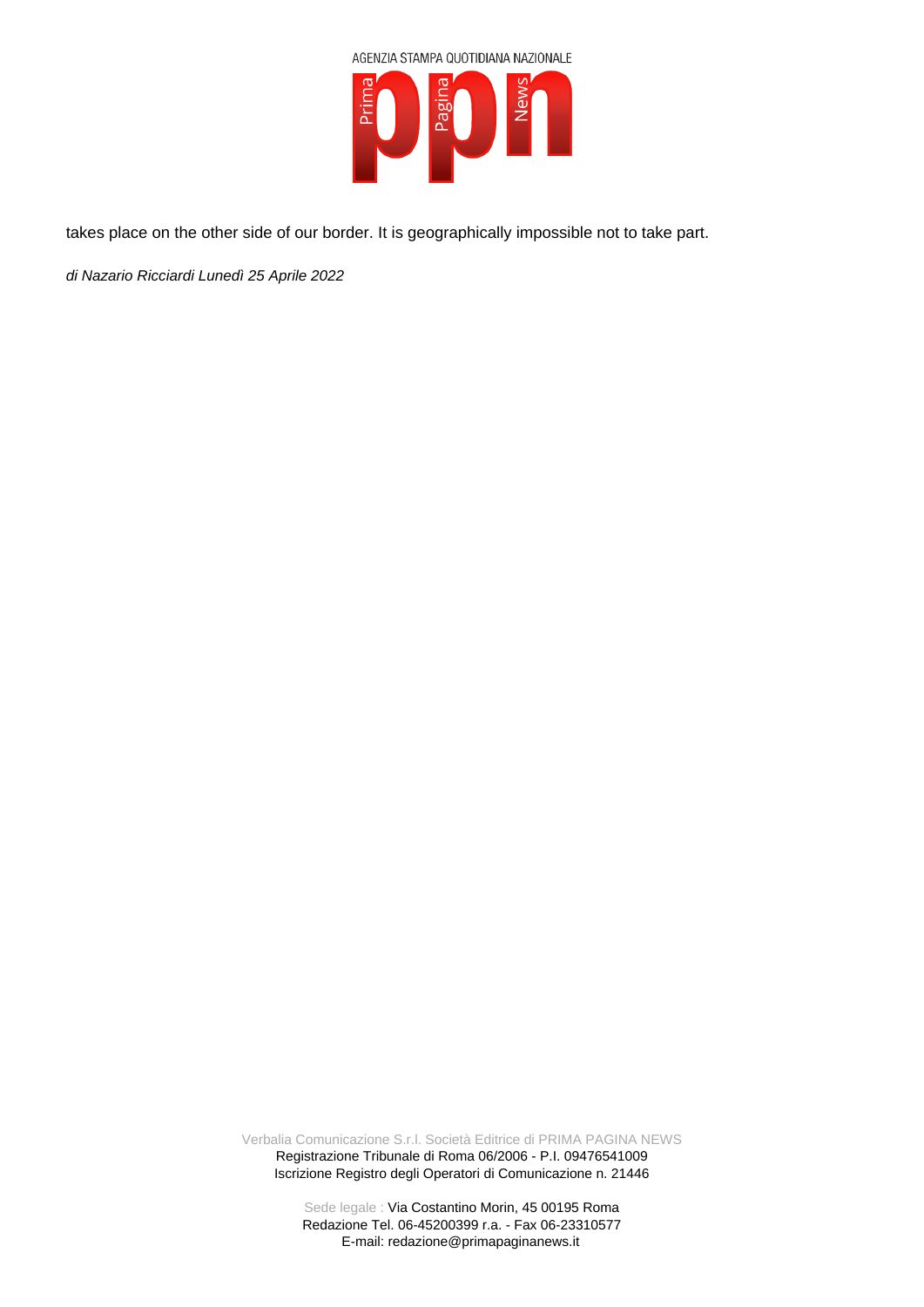takes place on the other side of our border. It is geographically impossible not to take part.

*di Nazario Ricciardi Lunedì 25 Aprile 2022*